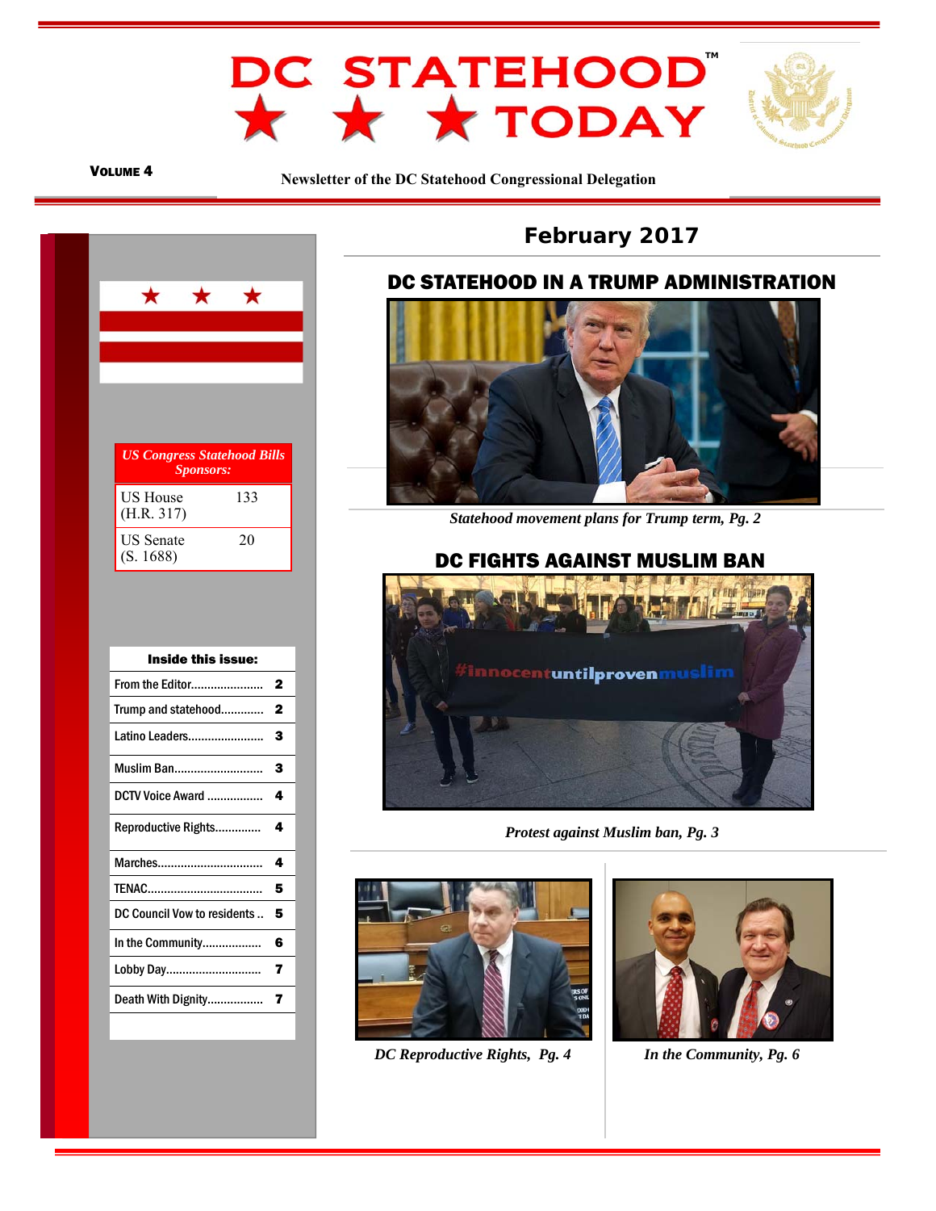# DC STATEHOOD™ TODAY

**VOLUME 4**

**Newsletter of the DC Statehood Congressional Delegation**

## February 2017

| *US Congress Statehood Bills Sponsors:* | |
|---|---|
| US House (H.R. 317) | 133 |
| US Senate (S. 1688) | 20 |

| **Inside this issue:** | |
|---|---|
| From the Editor...................... | 2 |
| Trump and statehood............. | 2 |
| Latino Leaders....................... | 3 |
| Muslim Ban........................... | 3 |
| DCTV Voice Award ................ | 4 |
| Reproductive Rights............. | 4 |
| Marches................................ | 4 |
| TENAC................................... | 5 |
| DC Council Vow to residents .. | 5 |
| In the Community.................. | 6 |
| Lobby Day............................. | 7 |
| Death With Dignity................. | 7 |

## DC STATEHOOD IN A TRUMP ADMINISTRATION

*Statehood movement plans for Trump term, Pg. 2*

## DC FIGHTS AGAINST MUSLIM BAN

*Protest against Muslim ban, Pg. 3*

*DC Reproductive Rights, Pg. 4*

*In the Community, Pg. 6*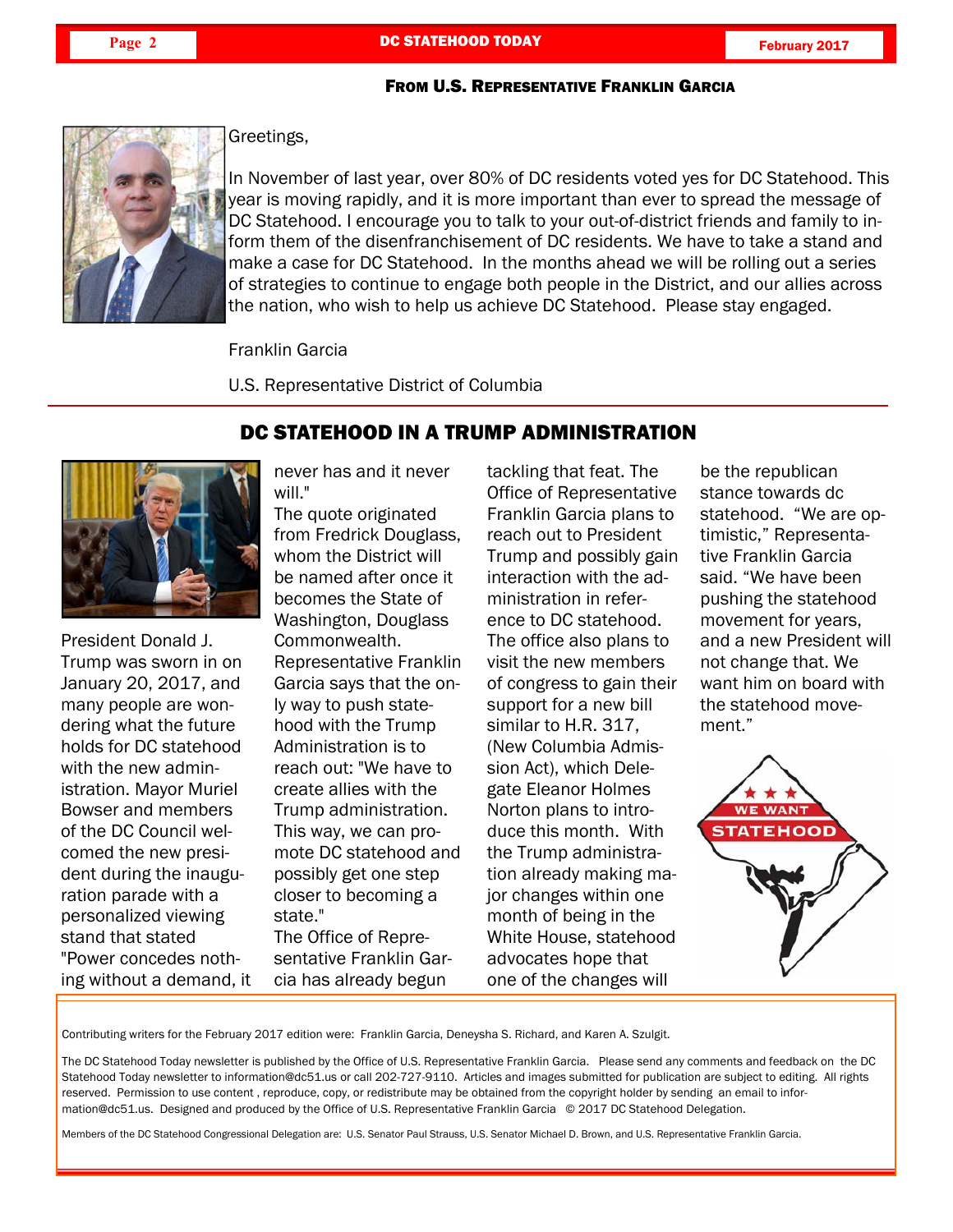## From U.S. Representative Franklin Garcia

Greetings,

In November of last year, over 80% of DC residents voted yes for DC Statehood. This year is moving rapidly, and it is more important than ever to spread the message of DC Statehood. I encourage you to talk to your out-of-district friends and family to inform them of the disenfranchisement of DC residents. We have to take a stand and make a case for DC Statehood. In the months ahead we will be rolling out a series of strategies to continue to engage both people in the District, and our allies across the nation, who wish to help us achieve DC Statehood. Please stay engaged.

Franklin Garcia

U.S. Representative District of Columbia

## DC STATEHOOD IN A TRUMP ADMINISTRATION

President Donald J. Trump was sworn in on January 20, 2017, and many people are wondering what the future holds for DC statehood with the new administration. Mayor Muriel Bowser and members of the DC Council welcomed the new president during the inauguration parade with a personalized viewing stand that stated "Power concedes nothing without a demand, it never has and it never will."

The quote originated from Fredrick Douglass, whom the District will be named after once it becomes the State of Washington, Douglass Commonwealth. Representative Franklin Garcia says that the only way to push statehood with the Trump Administration is to reach out: "We have to create allies with the Trump administration. This way, we can promote DC statehood and possibly get one step closer to becoming a state."

The Office of Representative Franklin Garcia has already begun tackling that feat. The Office of Representative Franklin Garcia plans to reach out to President Trump and possibly gain interaction with the administration in reference to DC statehood. The office also plans to visit the new members of congress to gain their support for a new bill similar to H.R. 317, (New Columbia Admission Act), which Delegate Eleanor Holmes Norton plans to introduce this month. With the Trump administration already making major changes within one month of being in the White House, statehood advocates hope that one of the changes will be the republican stance towards dc statehood. "We are optimistic," Representative Franklin Garcia said. "We have been pushing the statehood movement for years, and a new President will not change that. We want him on board with the statehood movement."

---

Contributing writers for the February 2017 edition were: Franklin Garcia, Deneysha S. Richard, and Karen A. Szulgit.

The DC Statehood Today newsletter is published by the Office of U.S. Representative Franklin Garcia. Please send any comments and feedback on the DC Statehood Today newsletter to information@dc51.us or call 202-727-9110. Articles and images submitted for publication are subject to editing. All rights reserved. Permission to use content , reproduce, copy, or redistribute may be obtained from the copyright holder by sending an email to information@dc51.us. Designed and produced by the Office of U.S. Representative Franklin Garcia © 2017 DC Statehood Delegation.

Members of the DC Statehood Congressional Delegation are: U.S. Senator Paul Strauss, U.S. Senator Michael D. Brown, and U.S. Representative Franklin Garcia.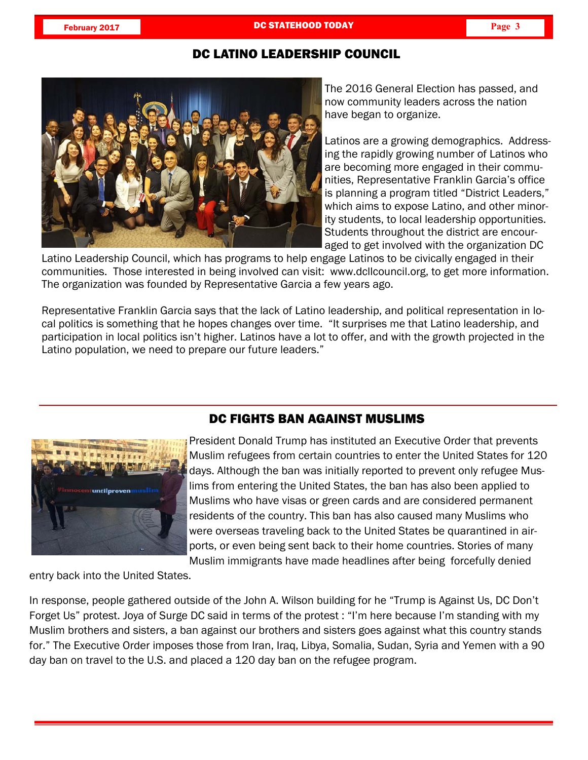## DC LATINO LEADERSHIP COUNCIL

The 2016 General Election has passed, and now community leaders across the nation have began to organize.

Latinos are a growing demographics. Addressing the rapidly growing number of Latinos who are becoming more engaged in their communities, Representative Franklin Garcia's office is planning a program titled "District Leaders," which aims to expose Latino, and other minority students, to local leadership opportunities. Students throughout the district are encouraged to get involved with the organization DC Latino Leadership Council, which has programs to help engage Latinos to be civically engaged in their communities. Those interested in being involved can visit: www.dcllcouncil.org, to get more information. The organization was founded by Representative Garcia a few years ago.

Representative Franklin Garcia says that the lack of Latino leadership, and political representation in local politics is something that he hopes changes over time. "It surprises me that Latino leadership, and participation in local politics isn't higher. Latinos have a lot to offer, and with the growth projected in the Latino population, we need to prepare our future leaders."

## DC FIGHTS BAN AGAINST MUSLIMS

President Donald Trump has instituted an Executive Order that prevents Muslim refugees from certain countries to enter the United States for 120 days. Although the ban was initially reported to prevent only refugee Muslims from entering the United States, the ban has also been applied to Muslims who have visas or green cards and are considered permanent residents of the country. This ban has also caused many Muslims who were overseas traveling back to the United States be quarantined in airports, or even being sent back to their home countries. Stories of many Muslim immigrants have made headlines after being forcefully denied entry back into the United States.

In response, people gathered outside of the John A. Wilson building for he "Trump is Against Us, DC Don't Forget Us" protest. Joya of Surge DC said in terms of the protest : "I'm here because I'm standing with my Muslim brothers and sisters, a ban against our brothers and sisters goes against what this country stands for." The Executive Order imposes those from Iran, Iraq, Libya, Somalia, Sudan, Syria and Yemen with a 90 day ban on travel to the U.S. and placed a 120 day ban on the refugee program.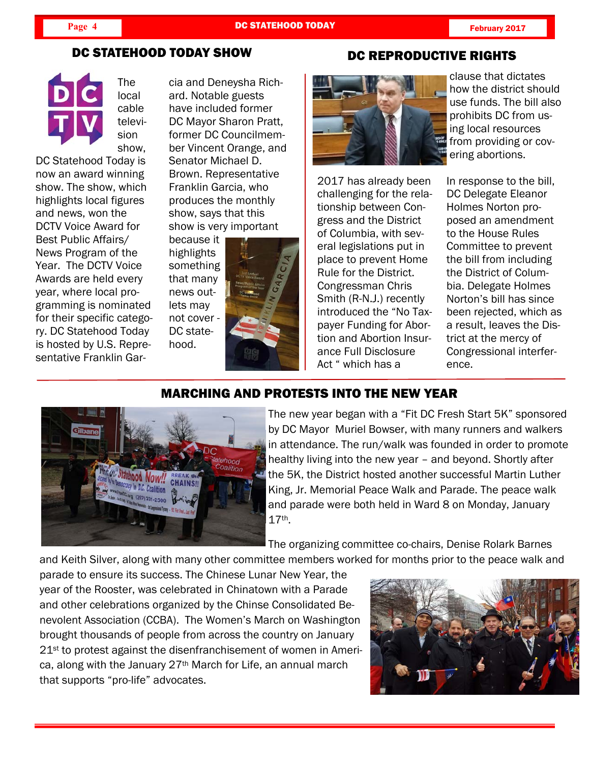## DC STATEHOOD TODAY SHOW

The local cable television show, DC Statehood Today is now an award winning show. The show, which highlights local figures and news, won the DCTV Voice Award for Best Public Affairs/ News Program of the Year. The DCTV Voice Awards are held every year, where local programming is nominated for their specific category. DC Statehood Today is hosted by U.S. Representative Franklin Garcia and Deneysha Richard. Notable guests have included former DC Mayor Sharon Pratt, former DC Councilmember Vincent Orange, and Senator Michael D. Brown. Representative Franklin Garcia, who produces the monthly show, says that this show is very important because it highlights something that many news outlets may not cover - DC statehood.

## DC REPRODUCTIVE RIGHTS

2017 has already been challenging for the relationship between Congress and the District of Columbia, with several legislations put in place to prevent Home Rule for the District. Congressman Chris Smith (R-N.J.) recently introduced the "No Taxpayer Funding for Abortion and Abortion Insurance Full Disclosure Act " which has a clause that dictates how the district should use funds. The bill also prohibits DC from using local resources from providing or covering abortions.

In response to the bill, DC Delegate Eleanor Holmes Norton proposed an amendment to the House Rules Committee to prevent the bill from including the District of Columbia. Delegate Holmes Norton's bill has since been rejected, which as a result, leaves the District at the mercy of Congressional interference.

## MARCHING AND PROTESTS INTO THE NEW YEAR

The new year began with a "Fit DC Fresh Start 5K" sponsored by DC Mayor Muriel Bowser, with many runners and walkers in attendance. The run/walk was founded in order to promote healthy living into the new year – and beyond. Shortly after the 5K, the District hosted another successful Martin Luther King, Jr. Memorial Peace Walk and Parade. The peace walk and parade were both held in Ward 8 on Monday, January 17th.

The organizing committee co-chairs, Denise Rolark Barnes and Keith Silver, along with many other committee members worked for months prior to the peace walk and parade to ensure its success. The Chinese Lunar New Year, the year of the Rooster, was celebrated in Chinatown with a Parade and other celebrations organized by the Chinse Consolidated Benevolent Association (CCBA). The Women's March on Washington brought thousands of people from across the country on January 21st to protest against the disenfranchisement of women in America, along with the January 27th March for Life, an annual march that supports "pro-life" advocates.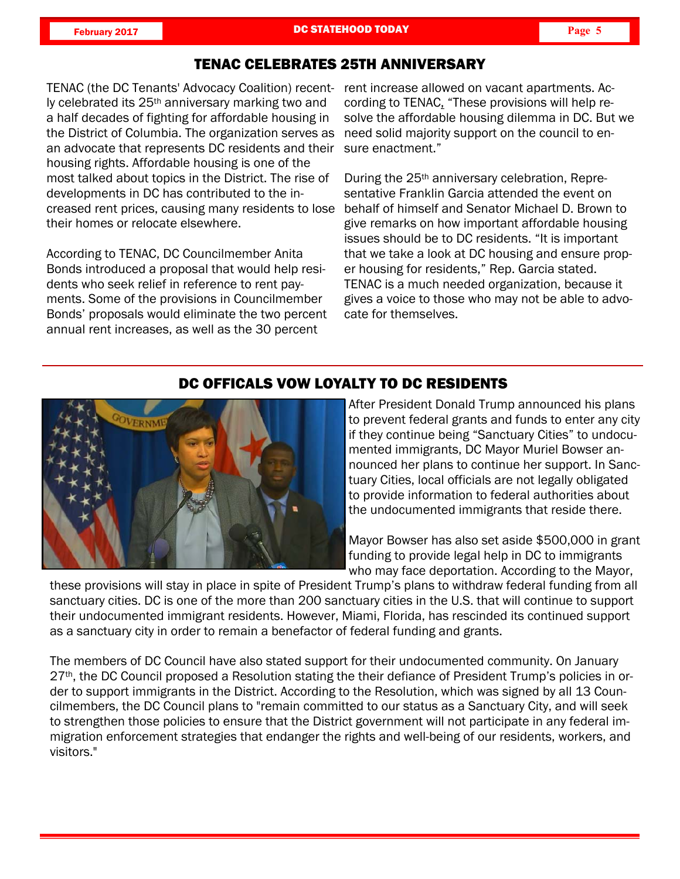## TENAC CELEBRATES 25TH ANNIVERSARY

TENAC (the DC Tenants' Advocacy Coalition) recently celebrated its 25th anniversary marking two and a half decades of fighting for affordable housing in the District of Columbia. The organization serves as an advocate that represents DC residents and their housing rights. Affordable housing is one of the most talked about topics in the District. The rise of developments in DC has contributed to the increased rent prices, causing many residents to lose their homes or relocate elsewhere.

According to TENAC, DC Councilmember Anita Bonds introduced a proposal that would help residents who seek relief in reference to rent payments. Some of the provisions in Councilmember Bonds' proposals would eliminate the two percent annual rent increases, as well as the 30 percent rent increase allowed on vacant apartments. According to TENAC, "These provisions will help resolve the affordable housing dilemma in DC. But we need solid majority support on the council to ensure enactment."

During the 25th anniversary celebration, Representative Franklin Garcia attended the event on behalf of himself and Senator Michael D. Brown to give remarks on how important affordable housing issues should be to DC residents. "It is important that we take a look at DC housing and ensure proper housing for residents," Rep. Garcia stated. TENAC is a much needed organization, because it gives a voice to those who may not be able to advocate for themselves.

## DC OFFICALS VOW LOYALTY TO DC RESIDENTS

After President Donald Trump announced his plans to prevent federal grants and funds to enter any city if they continue being "Sanctuary Cities" to undocumented immigrants, DC Mayor Muriel Bowser announced her plans to continue her support. In Sanctuary Cities, local officials are not legally obligated to provide information to federal authorities about the undocumented immigrants that reside there.

Mayor Bowser has also set aside $500,000 in grant funding to provide legal help in DC to immigrants who may face deportation. According to the Mayor, these provisions will stay in place in spite of President Trump's plans to withdraw federal funding from all sanctuary cities. DC is one of the more than 200 sanctuary cities in the U.S. that will continue to support their undocumented immigrant residents. However, Miami, Florida, has rescinded its continued support as a sanctuary city in order to remain a benefactor of federal funding and grants.

The members of DC Council have also stated support for their undocumented community. On January 27th, the DC Council proposed a Resolution stating the their defiance of President Trump's policies in order to support immigrants in the District. According to the Resolution, which was signed by all 13 Councilmembers, the DC Council plans to "remain committed to our status as a Sanctuary City, and will seek to strengthen those policies to ensure that the District government will not participate in any federal immigration enforcement strategies that endanger the rights and well-being of our residents, workers, and visitors."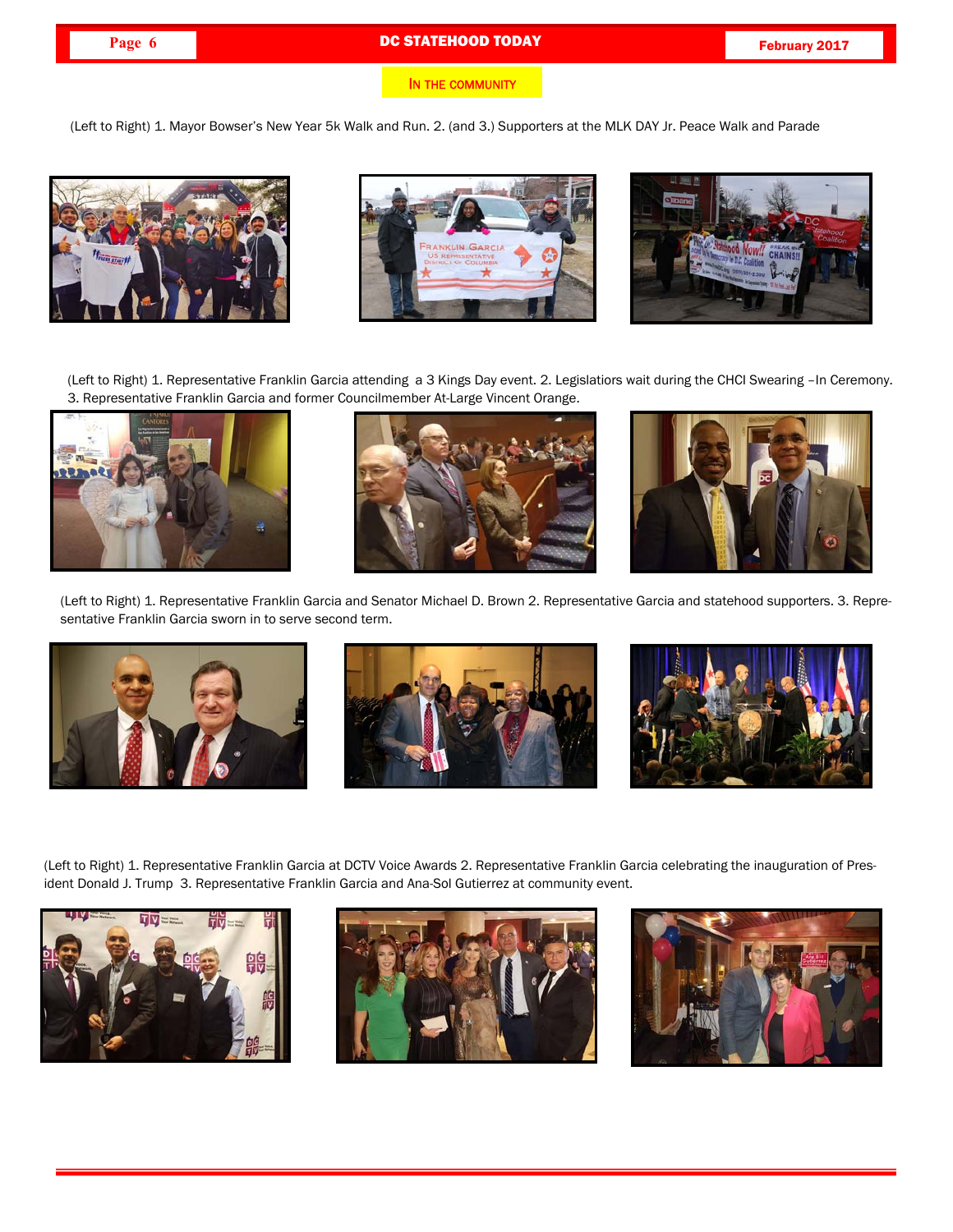IN THE COMMUNITY

(Left to Right) 1. Mayor Bowser's New Year 5k Walk and Run. 2. (and 3.) Supporters at the MLK DAY Jr. Peace Walk and Parade

(Left to Right) 1. Representative Franklin Garcia attending a 3 Kings Day event. 2. Legisliators wait during the CHCI Swearing –In Ceremony. 3. Representative Franklin Garcia and former Councilmember At-Large Vincent Orange.

(Left to Right) 1. Representative Franklin Garcia and Senator Michael D. Brown 2. Representative Garcia and statehood supporters. 3. Representative Franklin Garcia sworn in to serve second term.

(Left to Right) 1. Representative Franklin Garcia at DCTV Voice Awards 2. Representative Franklin Garcia celebrating the inauguration of President Donald J. Trump 3. Representative Franklin Garcia and Ana-Sol Gutierrez at community event.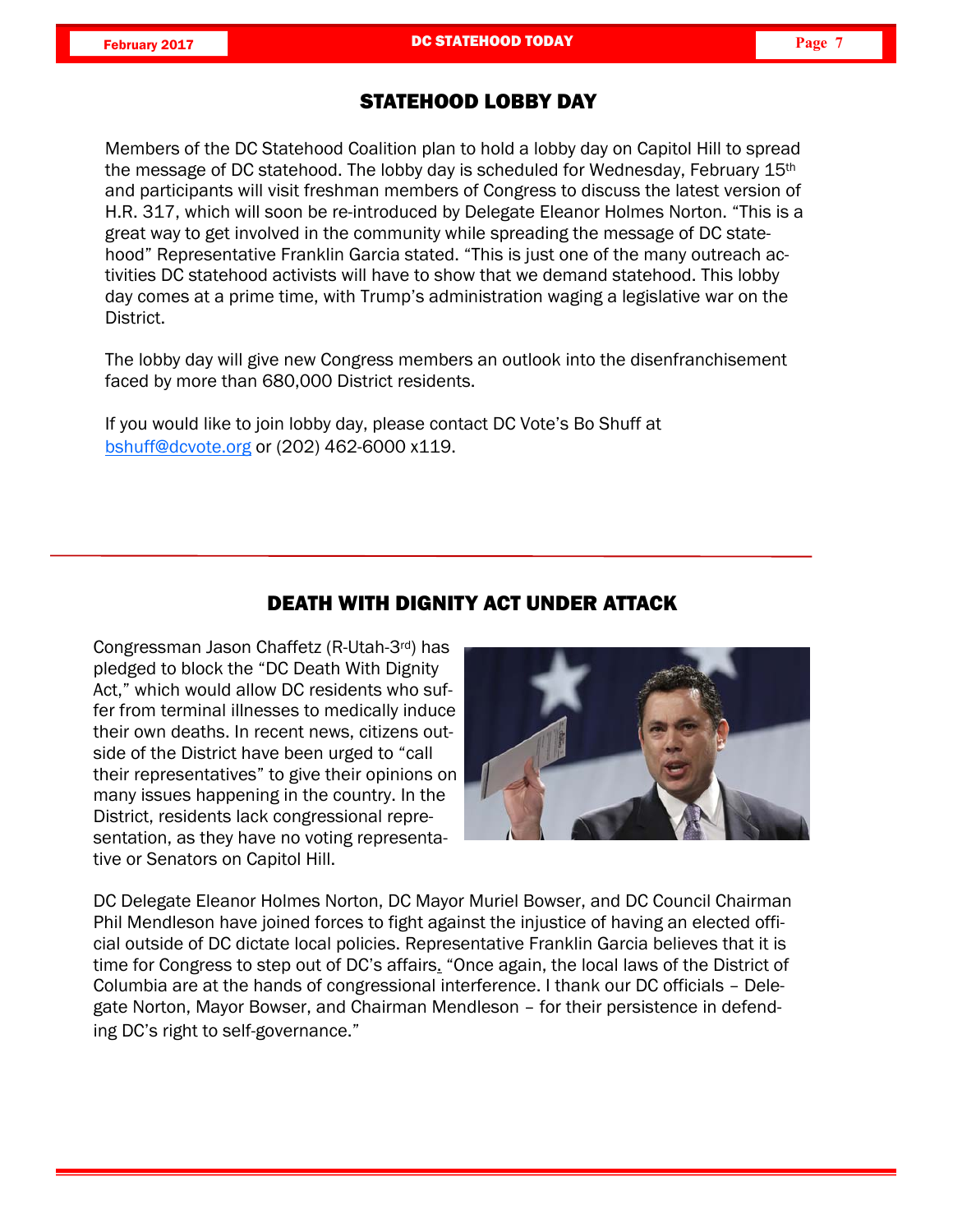## STATEHOOD LOBBY DAY

Members of the DC Statehood Coalition plan to hold a lobby day on Capitol Hill to spread the message of DC statehood. The lobby day is scheduled for Wednesday, February 15th and participants will visit freshman members of Congress to discuss the latest version of H.R. 317, which will soon be re-introduced by Delegate Eleanor Holmes Norton. "This is a great way to get involved in the community while spreading the message of DC statehood" Representative Franklin Garcia stated. "This is just one of the many outreach activities DC statehood activists will have to show that we demand statehood. This lobby day comes at a prime time, with Trump's administration waging a legislative war on the District.

The lobby day will give new Congress members an outlook into the disenfranchisement faced by more than 680,000 District residents.

If you would like to join lobby day, please contact DC Vote's Bo Shuff at bshuff@dcvote.org or (202) 462-6000 x119.

---

## DEATH WITH DIGNITY ACT UNDER ATTACK

Congressman Jason Chaffetz (R-Utah-3rd) has pledged to block the "DC Death With Dignity Act," which would allow DC residents who suffer from terminal illnesses to medically induce their own deaths. In recent news, citizens outside of the District have been urged to "call their representatives" to give their opinions on many issues happening in the country. In the District, residents lack congressional representation, as they have no voting representative or Senators on Capitol Hill.

DC Delegate Eleanor Holmes Norton, DC Mayor Muriel Bowser, and DC Council Chairman Phil Mendleson have joined forces to fight against the injustice of having an elected official outside of DC dictate local policies. Representative Franklin Garcia believes that it is time for Congress to step out of DC's affairs. "Once again, the local laws of the District of Columbia are at the hands of congressional interference. I thank our DC officials – Delegate Norton, Mayor Bowser, and Chairman Mendleson – for their persistence in defending DC's right to self-governance."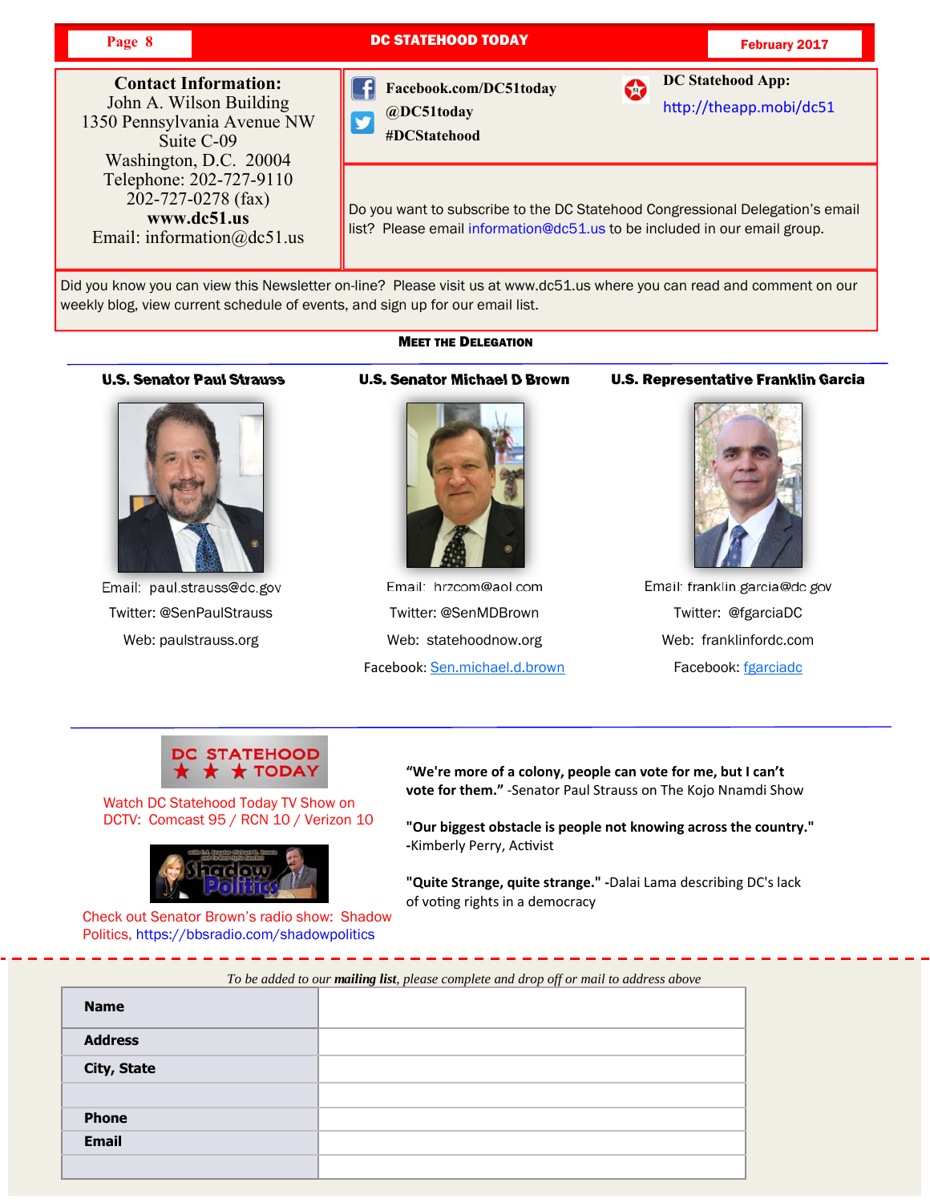**Contact Information:**
John A. Wilson Building
1350 Pennsylvania Avenue NW
Suite C-09
Washington, D.C. 20004
Telephone: 202-727-9110
202-727-0278 (fax)
**www.dc51.us**
Email: information@dc51.us

**Facebook.com/DC51today**
**@DC51today**
**#DCStatehood**

**DC Statehood App:**
http://theapp.mobi/dc51

Do you want to subscribe to the DC Statehood Congressional Delegation's email list? Please email information@dc51.us to be included in our email group.

Did you know you can view this Newsletter on-line? Please visit us at www.dc51.us where you can read and comment on our weekly blog, view current schedule of events, and sign up for our email list.

## Meet the Delegation

### U.S. Senator Paul Strauss

Email: paul.strauss@dc.gov
Twitter: @SenPaulStrauss
Web: paulstrauss.org

### U.S. Senator Michael D Brown

Email: hrzcom@aol.com
Twitter: @SenMDBrown
Web: statehoodnow.org
Facebook: Sen.michael.d.brown

### U.S. Representative Franklin Garcia

Email: franklin.garcia@dc.gov
Twitter: @fgarciaDC
Web: franklinfordc.com
Facebook: fgarciadc

---

Watch DC Statehood Today TV Show on DCTV: Comcast 95 / RCN 10 / Verizon 10

Check out Senator Brown's radio show: Shadow Politics, https://bbsradio.com/shadowpolitics

**"We're more of a colony, people can vote for me, but I can't vote for them."** -Senator Paul Strauss on The Kojo Nnamdi Show

**"Our biggest obstacle is people not knowing across the country."** -Kimberly Perry, Activist

**"Quite Strange, quite strange."** -Dalai Lama describing DC's lack of voting rights in a democracy

---

*To be added to our **mailing list**, please complete and drop off or mail to address above*

| | |
|---|---|
| **Name** | |
| **Address** | |
| **City, State** | |
| | |
| **Phone** | |
| **Email** | |
| | |